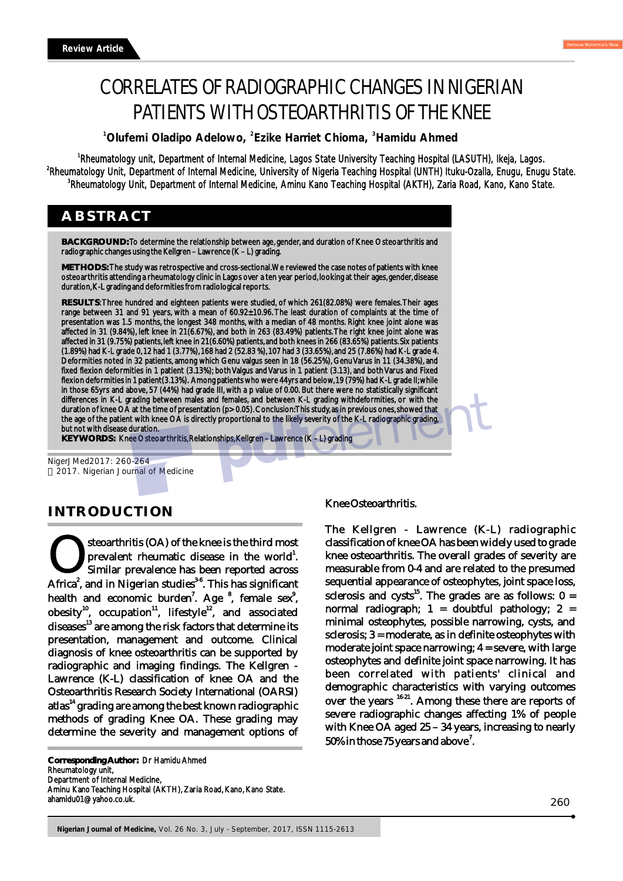Review Article

# CORRELATES OF RADIOGRAPHIC CHANGES IN NIGERIAN PATIENTS WITH OSTEOARTHRITIS OF THE KNEE

[1]**Olufemi Oladipo Adelowo,** [2]**Ezike Harriet Chioma,** [3]**Hamidu Ahmed**

[1]Rheumatology unit, Department of Internal Medicine, Lagos State University Teaching Hospital (LASUTH), Ikeja, Lagos.
[2]Rheumatology Unit, Department of Internal Medicine, University of Nigeria Teaching Hospital (UNTH) Ituku-Ozalla, Enugu, Enugu State.
[3]Rheumatology Unit, Department of Internal Medicine, Aminu Kano Teaching Hospital (AKTH), Zaria Road, Kano, Kano State.

## ABSTRACT

**BACKGROUND:** To determine the relationship between age, gender, and duration of Knee Osteoarthritis and radiographic changes using the Kellgren – Lawrence (K – L) grading.

**METHODS:** The study was retrospective and cross-sectional. We reviewed the case notes of patients with knee osteoarthritis attending a rheumatology clinic in Lagos over a ten year period, looking at their ages, gender, disease duration, K-L grading and deformities from radiological reports.

**RESULTS**: Three hundred and eighteen patients were studied, of which 261(82.08%) were females. Their ages range between 31 and 91 years, with a mean of 60.92±10.96. The least duration of complaints at the time of presentation was 1.5 months, the longest 348 months, with a median of 48 months. Right knee joint alone was affected in 31 (9.84%), left knee in 21(6.67%), and both in 263 (83.49%) patients. The right knee joint alone was affected in 31 (9.75%) patients, left knee in 21(6.60%) patients, and both knees in 266 (83.65%) patients. Six patients (1.89%) had K-L grade 0, 12 had 1 (3.77%), 168 had 2 (52.83 %), 107 had 3 (33.65%), and 25 (7.86%) had K-L grade 4. Deformities noted in 32 patients, among which Genu valgus seen in 18 (56.25%), Genu Varus in 11 (34.38%), and fixed flexion deformities in 1 patient (3.13%); both Valgus and Varus in 1 patient (3.13), and both Varus and Fixed flexion deformities in 1 patient(3.13%). Among patients who were 44yrs and below, 19 (79%) had K-L grade II; while in those 65yrs and above, 57 (44%) had grade III, with a p value of 0.00. But there were no statistically significant differences in K-L grading between males and females, and between K-L grading withdeformities, or with the duration of knee OA at the time of presentation (p> 0.05). Conclusion: This study, as in previous ones, showed that the age of the patient with knee OA is directly proportional to the likely severity of the K-L radiographic grading, but not with disease duration.

**KEYWORDS:** Knee Osteoarthritis, Relationships, Kellgren – Lawrence (K – L) grading

NigerJMed2017: 260-264
2017. Nigerian Journal of Medicine

## INTRODUCTION

Osteoarthritis (OA) of the knee is the third most prevalent rheumatic disease in the world[1]. Similar prevalence has been reported across Africa[2], and in Nigerian studies[3-6]. This has significant health and economic burden[7]. Age [8], female sex[9], obesity[10], occupation[11], lifestyle[12], and associated diseases[13] are among the risk factors that determine its presentation, management and outcome. Clinical diagnosis of knee osteoarthritis can be supported by radiographic and imaging findings. The Kellgren - Lawrence (K-L) classification of knee OA and the Osteoarthritis Research Society International (OARSI) atlas[14] grading are among the best known radiographic methods of grading Knee OA. These grading may determine the severity and management options of Knee Osteoarthritis.

The Kellgren - Lawrence (K-L) radiographic classification of knee OA has been widely used to grade knee osteoarthritis. The overall grades of severity are measurable from 0-4 and are related to the presumed sequential appearance of osteophytes, joint space loss, sclerosis and cysts[15]. The grades are as follows: 0 = normal radiograph; 1 = doubtful pathology; 2 = minimal osteophytes, possible narrowing, cysts, and sclerosis; 3 = moderate, as in definite osteophytes with moderate joint space narrowing; 4 = severe, with large osteophytes and definite joint space narrowing. It has been correlated with patients' clinical and demographic characteristics with varying outcomes over the years [16-21]. Among these there are reports of severe radiographic changes affecting 1% of people with Knee OA aged 25 – 34 years, increasing to nearly 50% in those 75 years and above[7].

**Corresponding Author:** Dr Hamidu Ahmed
Rheumatology unit,
Department of Internal Medicine,
Aminu Kano Teaching Hospital (AKTH), Zaria Road, Kano, Kano State.
ahamidu01@yahoo.co.uk.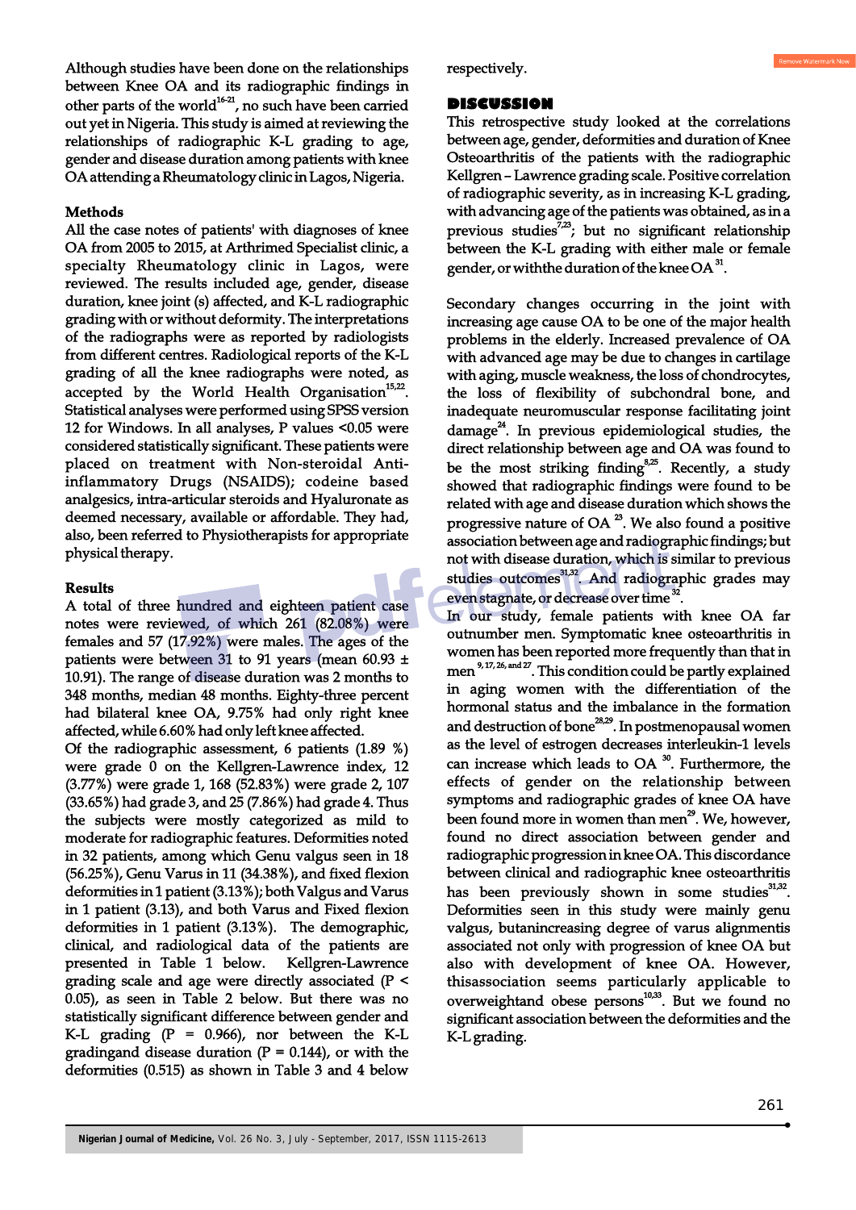Although studies have been done on the relationships between Knee OA and its radiographic findings in other parts of the world[16-21], no such have been carried out yet in Nigeria. This study is aimed at reviewing the relationships of radiographic K-L grading to age, gender and disease duration among patients with knee OA attending a Rheumatology clinic in Lagos, Nigeria.

## Methods

All the case notes of patients' with diagnoses of knee OA from 2005 to 2015, at Arthrimed Specialist clinic, a specialty Rheumatology clinic in Lagos, were reviewed. The results included age, gender, disease duration, knee joint (s) affected, and K-L radiographic grading with or without deformity. The interpretations of the radiographs were as reported by radiologists from different centres. Radiological reports of the K-L grading of all the knee radiographs were noted, as accepted by the World Health Organisation[15,22]. Statistical analyses were performed using SPSS version 12 for Windows. In all analyses, P values <0.05 were considered statistically significant. These patients were placed on treatment with Non-steroidal Anti-inflammatory Drugs (NSAIDS); codeine based analgesics, intra-articular steroids and Hyaluronate as deemed necessary, available or affordable. They had, also, been referred to Physiotherapists for appropriate physical therapy.

## Results

A total of three hundred and eighteen patient case notes were reviewed, of which 261 (82.08%) were females and 57 (17.92%) were males. The ages of the patients were between 31 to 91 years (mean 60.93 ± 10.91). The range of disease duration was 2 months to 348 months, median 48 months. Eighty-three percent had bilateral knee OA, 9.75% had only right knee affected, while 6.60% had only left knee affected.

Of the radiographic assessment, 6 patients (1.89 %) were grade 0 on the Kellgren-Lawrence index, 12 (3.77%) were grade 1, 168 (52.83%) were grade 2, 107 (33.65%) had grade 3, and 25 (7.86%) had grade 4. Thus the subjects were mostly categorized as mild to moderate for radiographic features. Deformities noted in 32 patients, among which Genu valgus seen in 18 (56.25%), Genu Varus in 11 (34.38%), and fixed flexion deformities in 1 patient (3.13%); both Valgus and Varus in 1 patient (3.13), and both Varus and Fixed flexion deformities in 1 patient (3.13%). The demographic, clinical, and radiological data of the patients are presented in Table 1 below. Kellgren-Lawrence grading scale and age were directly associated ($P < 0.05$), as seen in Table 2 below. But there was no statistically significant difference between gender and K-L grading ($P = 0.966$), nor between the K-L gradingand disease duration ($P = 0.144$), or with the deformities (0.515) as shown in Table 3 and 4 below respectively.

## DISCUSSION

This retrospective study looked at the correlations between age, gender, deformities and duration of Knee Osteoarthritis of the patients with the radiographic Kellgren – Lawrence grading scale. Positive correlation of radiographic severity, as in increasing K-L grading, with advancing age of the patients was obtained, as in a previous studies[7,23]; but no significant relationship between the K-L grading with either male or female gender, or withthe duration of the knee OA[31].

Secondary changes occurring in the joint with increasing age cause OA to be one of the major health problems in the elderly. Increased prevalence of OA with advanced age may be due to changes in cartilage with aging, muscle weakness, the loss of chondrocytes, the loss of flexibility of subchondral bone, and inadequate neuromuscular response facilitating joint damage[24]. In previous epidemiological studies, the direct relationship between age and OA was found to be the most striking finding[8,25]. Recently, a study showed that radiographic findings were found to be related with age and disease duration which shows the progressive nature of OA[23]. We also found a positive association between age and radiographic findings; but not with disease duration, which is similar to previous studies outcomes[31,32]. And radiographic grades may even stagnate, or decrease over time[32].

In our study, female patients with knee OA far outnumber men. Symptomatic knee osteoarthritis in women has been reported more frequently than that in men[9, 17, 26, and 27]. This condition could be partly explained in aging women with the differentiation of the hormonal status and the imbalance in the formation and destruction of bone[28,29]. In postmenopausal women as the level of estrogen decreases interleukin-1 levels can increase which leads to OA[30]. Furthermore, the effects of gender on the relationship between symptoms and radiographic grades of knee OA have been found more in women than men[29]. We, however, found no direct association between gender and radiographic progression in knee OA. This discordance between clinical and radiographic knee osteoarthritis has been previously shown in some studies[31,32]. Deformities seen in this study were mainly genu valgus, butanincreasing degree of varus alignmentis associated not only with progression of knee OA but also with development of knee OA. However, thisassociation seems particularly applicable to overweightand obese persons[10,33]. But we found no significant association between the deformities and the K-L grading.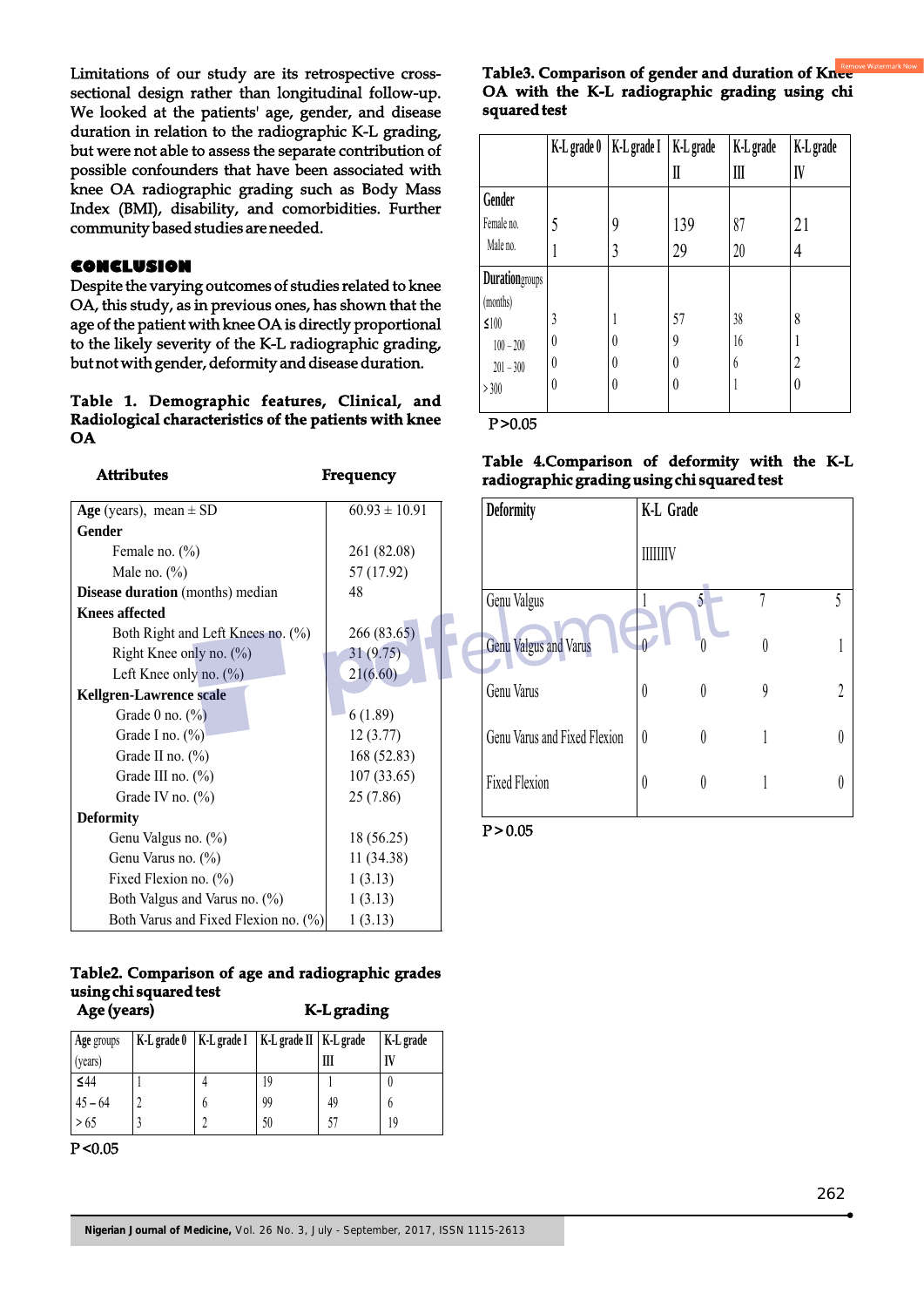Limitations of our study are its retrospective cross-sectional design rather than longitudinal follow-up. We looked at the patients' age, gender, and disease duration in relation to the radiographic K-L grading, but were not able to assess the separate contribution of possible confounders that have been associated with knee OA radiographic grading such as Body Mass Index (BMI), disability, and comorbidities. Further community based studies are needed.

## CONCLUSION

Despite the varying outcomes of studies related to knee OA, this study, as in previous ones, has shown that the age of the patient with knee OA is directly proportional to the likely severity of the K-L radiographic grading, but not with gender, deformity and disease duration.

**Table 1. Demographic features, Clinical, and Radiological characteristics of the patients with knee OA**

| Attributes | Frequency |
|---|---|
| **Age** (years), mean ± SD | 60.93 ± 10.91 |
| **Gender** | |
| Female no. (%) | 261 (82.08) |
| Male no. (%) | 57 (17.92) |
| **Disease duration** (months) median | 48 |
| **Knees affected** | |
| Both Right and Left Knees no. (%) | 266 (83.65) |
| Right Knee only no. (%) | 31 (9.75) |
| Left Knee only no. (%) | 21(6.60) |
| **Kellgren-Lawrence scale** | |
| Grade 0 no. (%) | 6 (1.89) |
| Grade I no. (%) | 12 (3.77) |
| Grade II no. (%) | 168 (52.83) |
| Grade III no. (%) | 107 (33.65) |
| Grade IV no. (%) | 25 (7.86) |
| **Deformity** | |
| Genu Valgus no. (%) | 18 (56.25) |
| Genu Varus no. (%) | 11 (34.38) |
| Fixed Flexion no. (%) | 1 (3.13) |
| Both Valgus and Varus no. (%) | 1 (3.13) |
| Both Varus and Fixed Flexion no. (%) | 1 (3.13) |

**Table2. Comparison of age and radiographic grades using chi squared test**

| Age groups (years) | K-L grade 0 | K-L grade I | K-L grade II | K-L grade III | K-L grade IV |
|---|---|---|---|---|---|
| ≤44 | 1 | 4 | 19 | 1 | 0 |
| 45 – 64 | 2 | 6 | 99 | 49 | 6 |
| > 65 | 3 | 2 | 50 | 57 | 19 |

P <0.05

**Table3. Comparison of gender and duration of Knee OA with the K-L radiographic grading using chi squared test**

| | K-L grade 0 | K-L grade I | K-L grade II | K-L grade III | K-L grade IV |
|---|---|---|---|---|---|
| **Gender** | | | | | |
| Female no. | 5 | 9 | 139 | 87 | 21 |
| Male no. | 1 | 3 | 29 | 20 | 4 |
| **Duration groups** (months) | | | | | |
| ≤100 | 3 | 1 | 57 | 38 | 8 |
| 100 – 200 | 0 | 0 | 9 | 16 | 1 |
| 201 – 300 | 0 | 0 | 0 | 6 | 2 |
| > 300 | 0 | 0 | 0 | 1 | 0 |

P >0.05

**Table 4.Comparison of deformity with the K-L radiographic grading using chi squared test**

| Deformity | K-L Grade I | II | III | IV |
|---|---|---|---|---|
| Genu Valgus | 1 | 5 | 7 | 5 |
| Genu Valgus and Varus | 0 | 0 | 0 | 1 |
| Genu Varus | 0 | 0 | 9 | 2 |
| Genu Varus and Fixed Flexion | 0 | 0 | 1 | 0 |
| Fixed Flexion | 0 | 0 | 1 | 0 |

P > 0.05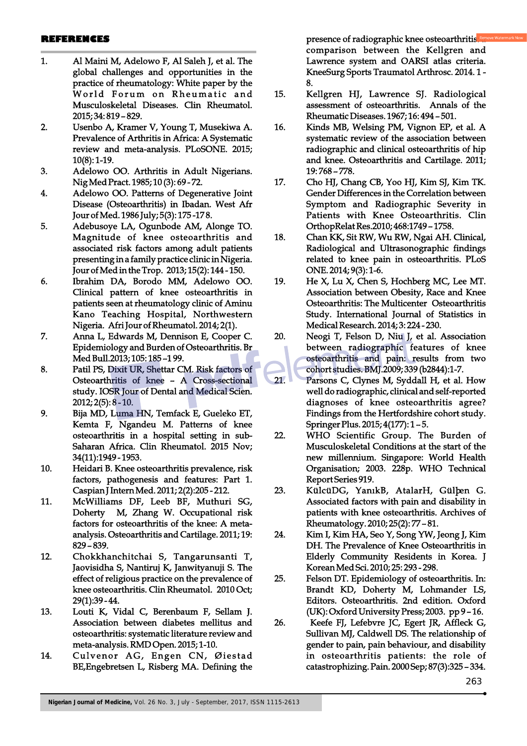## REFERENCES

1. Al Maini M, Adelowo F, Al Saleh J, et al. The global challenges and opportunities in the practice of rheumatology: White paper by the World Forum on Rheumatic and Musculoskeletal Diseases. Clin Rheumatol. 2015; 34: 819 – 829.
2. Usenbo A, Kramer V, Young T, Musekiwa A. Prevalence of Arthritis in Africa: A Systematic review and meta-analysis. PLoSONE. 2015; 10(8): 1-19.
3. Adelowo OO. Arthritis in Adult Nigerians. Nig Med Pract. 1985; 10 (3): 69 - 72.
4. Adelowo OO. Patterns of Degenerative Joint Disease (Osteoarthritis) in Ibadan. West Afr Jour of Med. 1986 July; 5(3): 175 -17 8.
5. Adebusoye LA, Ogunbode AM, Alonge TO. Magnitude of knee osteoarthritis and associated risk factors among adult patients presenting in a family practice clinic in Nigeria. Jour of Med in the Trop. 2013; 15(2): 144 - 150.
6. Ibrahim DA, Borodo MM, Adelowo OO. Clinical pattern of knee osteoarthritis in patients seen at rheumatology clinic of Aminu Kano Teaching Hospital, Northwestern Nigeria. Afri Jour of Rheumatol. 2014; 2(1).
7. Anna L, Edwards M, Dennison E, Cooper C. Epidemiology and Burden of Osteoarthritis. Br Med Bull.2013; 105: 185 –1 99.
8. Patil PS, Dixit UR, Shettar CM. Risk factors of Osteoarthritis of knee – A Cross-sectional study. IOSR Jour of Dental and Medical Scien. 2012; 2(5): 8 - 10.
9. Bija MD, Luma HN, Temfack E, Gueleko ET, Kemta F, Ngandeu M. Patterns of knee osteoarthritis in a hospital setting in sub-Saharan Africa. Clin Rheumatol. 2015 Nov; 34(11):1949 - 1953.
10. Heidari B. Knee osteoarthritis prevalence, risk factors, pathogenesis and features: Part 1. Caspian J Intern Med. 2011; 2(2):205 - 212.
11. McWilliams DF, Leeb BF, Muthuri SG, Doherty M, Zhang W. Occupational risk factors for osteoarthritis of the knee: A meta-analysis. Osteoarthritis and Cartilage. 2011; 19: 829 – 839.
12. Chokkhanchitchai S, Tangarunsanti T, Jaovisidha S, Nantiruj K, Janwityanuji S. The effect of religious practice on the prevalence of knee osteoarthritis. Clin Rheumatol. 2010 Oct; 29(1):39 - 44.
13. Louti K, Vidal C, Berenbaum F, Sellam J. Association between diabetes mellitus and osteoarthritis: systematic literature review and meta-analysis. RMD Open. 2015; 1-10.
14. Culvenor AG, Engen CN, Øiestad BE,Engebretsen L, Risberg MA. Defining the presence of radiographic knee osteoarthritis: a comparison between the Kellgren and Lawrence system and OARSI atlas criteria. KneeSurg Sports Traumatol Arthrosc. 2014. 1 - 8.
15. Kellgren HJ, Lawrence SJ. Radiological assessment of osteoarthritis. Annals of the Rheumatic Diseases. 1967; 16: 494 – 501.
16. Kinds MB, Welsing PM, Vignon EP, et al. A systematic review of the association between radiographic and clinical osteoarthritis of hip and knee. Osteoarthritis and Cartilage. 2011; 19: 768 – 778.
17. Cho HJ, Chang CB, Yoo HJ, Kim SJ, Kim TK. Gender Differences in the Correlation between Symptom and Radiographic Severity in Patients with Knee Osteoarthritis. Clin OrthopRelat Res.2010; 468:1749 – 1758.
18. Chan KK, Sit RW, Wu RW, Ngai AH. Clinical, Radiological and Ultrasonographic findings related to knee pain in osteoarthritis. PLoS ONE. 2014; 9(3): 1-6.
19. He X, Lu X, Chen S, Hochberg MC, Lee MT. Association between Obesity, Race and Knee Osteoarthritis: The Multicenter Osteoarthritis Study. International Journal of Statistics in Medical Research. 2014; 3: 224 - 230.
20. Neogi T, Felson D, Niu J, et al. Association between radiographic features of knee osteoarthritis and pain: results from two cohort studies. BMJ.2009; 339 (b2844):1-7.
21. Parsons C, Clynes M, Syddall H, et al. How well do radiographic, clinical and self-reported diagnoses of knee osteoarthritis agree? Findings from the Hertfordshire cohort study. Springer Plus. 2015; 4(177): 1 – 5.
22. WHO Scientific Group. The Burden of Musculoskeletal Conditions at the start of the new millennium. Singapore: World Health Organisation; 2003. 228p. WHO Technical Report Series 919.
23. KülcüDG, YanıkB, AtalarH, Gülþen G. Associated factors with pain and disability in patients with knee osteoarthritis. Archives of Rheumatology. 2010; 25(2): 77 – 81.
24. Kim I, Kim HA, Seo Y, Song YW, Jeong J, Kim DH. The Prevalence of Knee Osteoarthritis in Elderly Community Residents in Korea. J Korean Med Sci. 2010; 25: 293 - 298.
25. Felson DT. Epidemiology of osteoarthritis. In: Brandt KD, Doherty M, Lohmander LS, Editors. Osteoarthritis. 2nd edition. Oxford (UK): Oxford University Press; 2003. pp 9 – 16.
26. Keefe FJ, Lefebvre JC, Egert JR, Affleck G, Sullivan MJ, Caldwell DS. The relationship of gender to pain, pain behaviour, and disability in osteoarthritis patients: the role of catastrophizing. Pain. 2000 Sep; 87(3):325 – 334.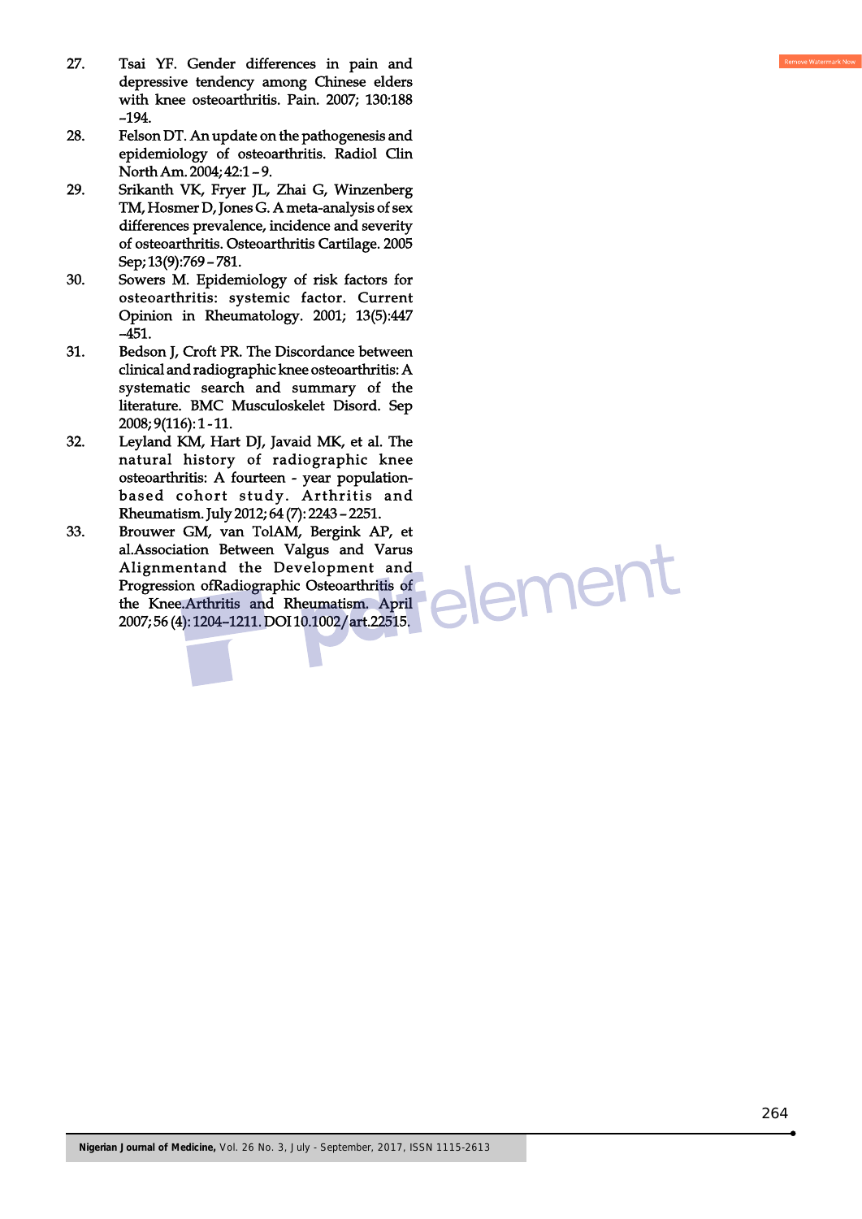27. Tsai YF. Gender differences in pain and depressive tendency among Chinese elders with knee osteoarthritis. Pain. 2007; 130:188 –194.
28. Felson DT. An update on the pathogenesis and epidemiology of osteoarthritis. Radiol Clin North Am. 2004; 42:1 – 9.
29. Srikanth VK, Fryer JL, Zhai G, Winzenberg TM, Hosmer D, Jones G. A meta-analysis of sex differences prevalence, incidence and severity of osteoarthritis. Osteoarthritis Cartilage. 2005 Sep; 13(9):769 – 781.
30. Sowers M. Epidemiology of risk factors for osteoarthritis: systemic factor. Current Opinion in Rheumatology. 2001; 13(5):447 –451.
31. Bedson J, Croft PR. The Discordance between clinical and radiographic knee osteoarthritis: A systematic search and summary of the literature. BMC Musculoskelet Disord. Sep 2008; 9(116): 1 - 11.
32. Leyland KM, Hart DJ, Javaid MK, et al. The natural history of radiographic knee osteoarthritis: A fourteen - year population-based cohort study. Arthritis and Rheumatism. July 2012; 64 (7): 2243 – 2251.
33. Brouwer GM, van TolAM, Bergink AP, et al.Association Between Valgus and Varus Alignmentand the Development and Progression ofRadiographic Osteoarthritis of the Knee.Arthritis and Rheumatism. April 2007; 56 (4): 1204–1211. DOI 10.1002/art.22515.